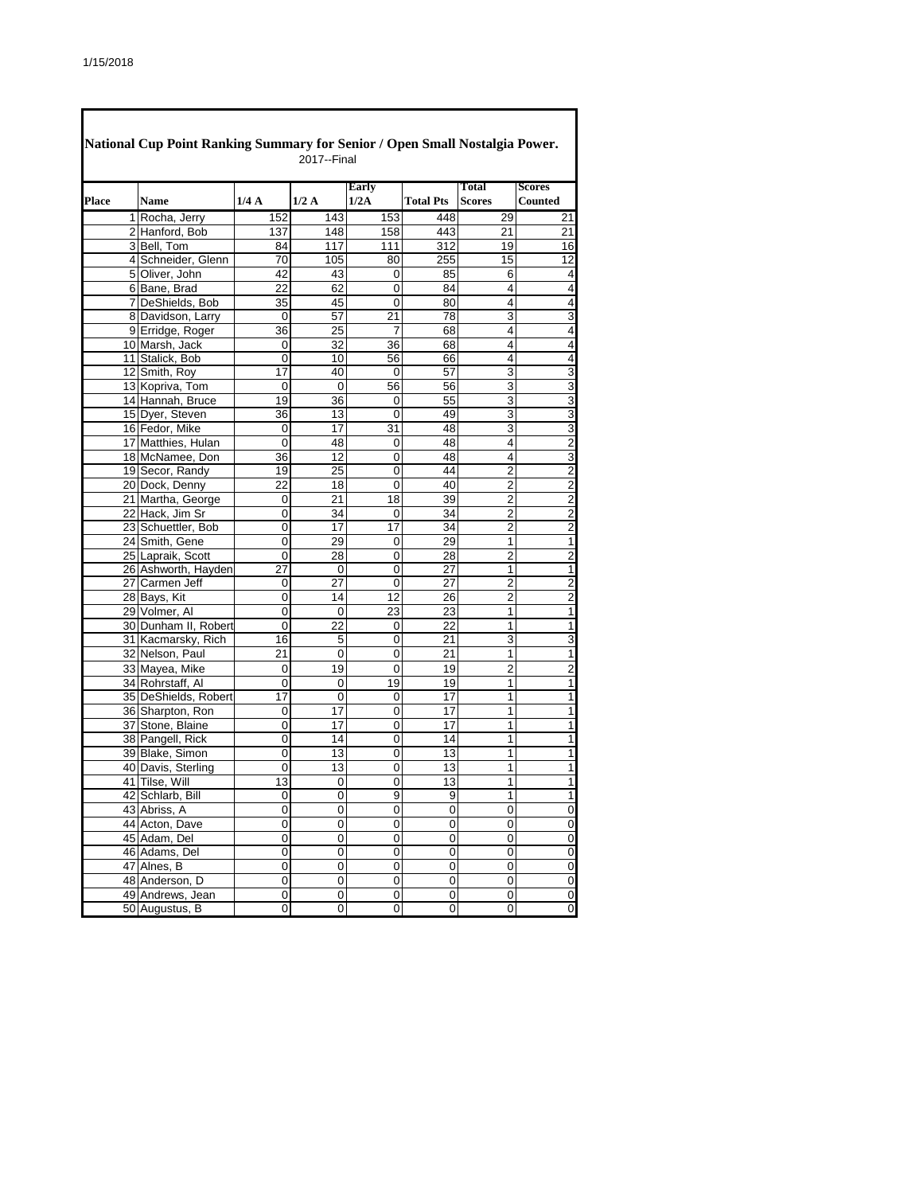## National Cup Point Ranking Summary for Senior / Open Small Nostalgia Power.

2017--Final

| Place | Name | 1/4 A | 1/2 A | Early 1/2A | Total Pts | Total Scores | Scores Counted |
|---|---|---|---|---|---|---|---|
| 1 | Rocha, Jerry | 152 | 143 | 153 | 448 | 29 | 21 |
| 2 | Hanford, Bob | 137 | 148 | 158 | 443 | 21 | 21 |
| 3 | Bell, Tom | 84 | 117 | 111 | 312 | 19 | 16 |
| 4 | Schneider, Glenn | 70 | 105 | 80 | 255 | 15 | 12 |
| 5 | Oliver, John | 42 | 43 | 0 | 85 | 6 | 4 |
| 6 | Bane, Brad | 22 | 62 | 0 | 84 | 4 | 4 |
| 7 | DeShields, Bob | 35 | 45 | 0 | 80 | 4 | 4 |
| 8 | Davidson, Larry | 0 | 57 | 21 | 78 | 3 | 3 |
| 9 | Erridge, Roger | 36 | 25 | 7 | 68 | 4 | 4 |
| 10 | Marsh, Jack | 0 | 32 | 36 | 68 | 4 | 4 |
| 11 | Stalick, Bob | 0 | 10 | 56 | 66 | 4 | 4 |
| 12 | Smith, Roy | 17 | 40 | 0 | 57 | 3 | 3 |
| 13 | Kopriva, Tom | 0 | 0 | 56 | 56 | 3 | 3 |
| 14 | Hannah, Bruce | 19 | 36 | 0 | 55 | 3 | 3 |
| 15 | Dyer, Steven | 36 | 13 | 0 | 49 | 3 | 3 |
| 16 | Fedor, Mike | 0 | 17 | 31 | 48 | 3 | 3 |
| 17 | Matthies, Hulan | 0 | 48 | 0 | 48 | 4 | 2 |
| 18 | McNamee, Don | 36 | 12 | 0 | 48 | 4 | 3 |
| 19 | Secor, Randy | 19 | 25 | 0 | 44 | 2 | 2 |
| 20 | Dock, Denny | 22 | 18 | 0 | 40 | 2 | 2 |
| 21 | Martha, George | 0 | 21 | 18 | 39 | 2 | 2 |
| 22 | Hack, Jim Sr | 0 | 34 | 0 | 34 | 2 | 2 |
| 23 | Schuettler, Bob | 0 | 17 | 17 | 34 | 2 | 2 |
| 24 | Smith, Gene | 0 | 29 | 0 | 29 | 1 | 1 |
| 25 | Lapraik, Scott | 0 | 28 | 0 | 28 | 2 | 2 |
| 26 | Ashworth, Hayden | 27 | 0 | 0 | 27 | 1 | 1 |
| 27 | Carmen Jeff | 0 | 27 | 0 | 27 | 2 | 2 |
| 28 | Bays, Kit | 0 | 14 | 12 | 26 | 2 | 2 |
| 29 | Volmer, Al | 0 | 0 | 23 | 23 | 1 | 1 |
| 30 | Dunham II, Robert | 0 | 22 | 0 | 22 | 1 | 1 |
| 31 | Kacmarsky, Rich | 16 | 5 | 0 | 21 | 3 | 3 |
| 32 | Nelson, Paul | 21 | 0 | 0 | 21 | 1 | 1 |
| 33 | Mayea, Mike | 0 | 19 | 0 | 19 | 2 | 2 |
| 34 | Rohrstaff, Al | 0 | 0 | 19 | 19 | 1 | 1 |
| 35 | DeShields, Robert | 17 | 0 | 0 | 17 | 1 | 1 |
| 36 | Sharpton, Ron | 0 | 17 | 0 | 17 | 1 | 1 |
| 37 | Stone, Blaine | 0 | 17 | 0 | 17 | 1 | 1 |
| 38 | Pangell, Rick | 0 | 14 | 0 | 14 | 1 | 1 |
| 39 | Blake, Simon | 0 | 13 | 0 | 13 | 1 | 1 |
| 40 | Davis, Sterling | 0 | 13 | 0 | 13 | 1 | 1 |
| 41 | Tilse, Will | 13 | 0 | 0 | 13 | 1 | 1 |
| 42 | Schlarb, Bill | 0 | 0 | 9 | 9 | 1 | 1 |
| 43 | Abriss, A | 0 | 0 | 0 | 0 | 0 | 0 |
| 44 | Acton, Dave | 0 | 0 | 0 | 0 | 0 | 0 |
| 45 | Adam, Del | 0 | 0 | 0 | 0 | 0 | 0 |
| 46 | Adams, Del | 0 | 0 | 0 | 0 | 0 | 0 |
| 47 | Alnes, B | 0 | 0 | 0 | 0 | 0 | 0 |
| 48 | Anderson, D | 0 | 0 | 0 | 0 | 0 | 0 |
| 49 | Andrews, Jean | 0 | 0 | 0 | 0 | 0 | 0 |
| 50 | Augustus, B | 0 | 0 | 0 | 0 | 0 | 0 |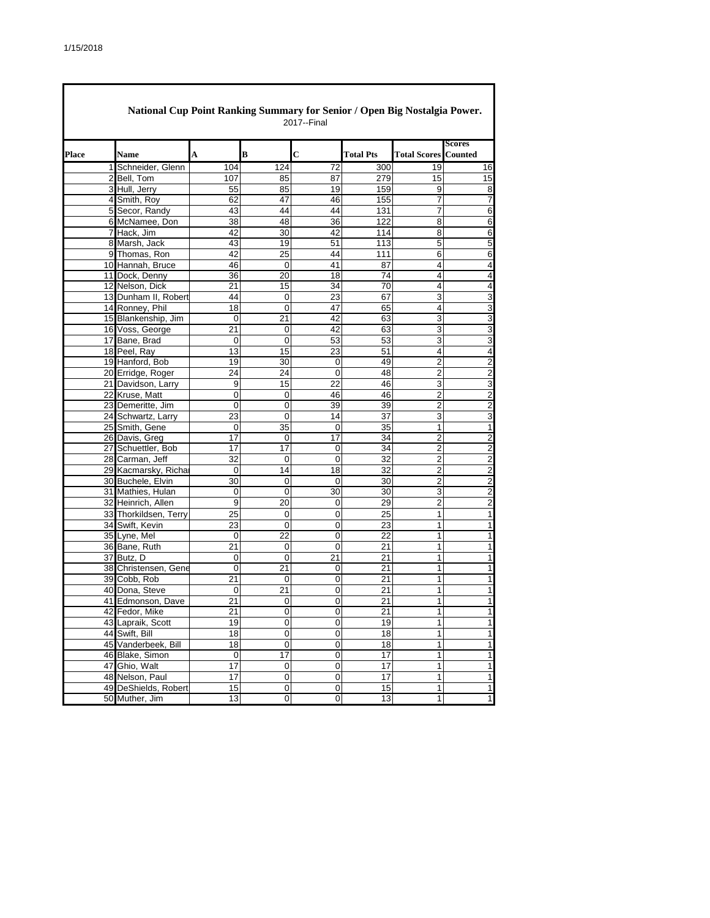## National Cup Point Ranking Summary for Senior / Open Big Nostalgia Power.

2017--Final

| Place | Name | A | B | C | Total Pts | Total Scores | Scores Counted |
|---|---|---|---|---|---|---|---|
| 1 | Schneider, Glenn | 104 | 124 | 72 | 300 | 19 | 16 |
| 2 | Bell, Tom | 107 | 85 | 87 | 279 | 15 | 15 |
| 3 | Hull, Jerry | 55 | 85 | 19 | 159 | 9 | 8 |
| 4 | Smith, Roy | 62 | 47 | 46 | 155 | 7 | 7 |
| 5 | Secor, Randy | 43 | 44 | 44 | 131 | 7 | 6 |
| 6 | McNamee, Don | 38 | 48 | 36 | 122 | 8 | 6 |
| 7 | Hack, Jim | 42 | 30 | 42 | 114 | 8 | 6 |
| 8 | Marsh, Jack | 43 | 19 | 51 | 113 | 5 | 5 |
| 9 | Thomas, Ron | 42 | 25 | 44 | 111 | 6 | 6 |
| 10 | Hannah, Bruce | 46 | 0 | 41 | 87 | 4 | 4 |
| 11 | Dock, Denny | 36 | 20 | 18 | 74 | 4 | 4 |
| 12 | Nelson, Dick | 21 | 15 | 34 | 70 | 4 | 4 |
| 13 | Dunham II, Robert | 44 | 0 | 23 | 67 | 3 | 3 |
| 14 | Ronney, Phil | 18 | 0 | 47 | 65 | 4 | 3 |
| 15 | Blankenship, Jim | 0 | 21 | 42 | 63 | 3 | 3 |
| 16 | Voss, George | 21 | 0 | 42 | 63 | 3 | 3 |
| 17 | Bane, Brad | 0 | 0 | 53 | 53 | 3 | 3 |
| 18 | Peel, Ray | 13 | 15 | 23 | 51 | 4 | 4 |
| 19 | Hanford, Bob | 19 | 30 | 0 | 49 | 2 | 2 |
| 20 | Erridge, Roger | 24 | 24 | 0 | 48 | 2 | 2 |
| 21 | Davidson, Larry | 9 | 15 | 22 | 46 | 3 | 3 |
| 22 | Kruse, Matt | 0 | 0 | 46 | 46 | 2 | 2 |
| 23 | Demeritte, Jim | 0 | 0 | 39 | 39 | 2 | 2 |
| 24 | Schwartz, Larry | 23 | 0 | 14 | 37 | 3 | 3 |
| 25 | Smith, Gene | 0 | 35 | 0 | 35 | 1 | 1 |
| 26 | Davis, Greg | 17 | 0 | 17 | 34 | 2 | 2 |
| 27 | Schuettler, Bob | 17 | 17 | 0 | 34 | 2 | 2 |
| 28 | Carman, Jeff | 32 | 0 | 0 | 32 | 2 | 2 |
| 29 | Kacmarsky, Richa | 0 | 14 | 18 | 32 | 2 | 2 |
| 30 | Buchele, Elvin | 30 | 0 | 0 | 30 | 2 | 2 |
| 31 | Mathies, Hulan | 0 | 0 | 30 | 30 | 3 | 2 |
| 32 | Heinrich, Allen | 9 | 20 | 0 | 29 | 2 | 2 |
| 33 | Thorkildsen, Terry | 25 | 0 | 0 | 25 | 1 | 1 |
| 34 | Swift, Kevin | 23 | 0 | 0 | 23 | 1 | 1 |
| 35 | Lyne, Mel | 0 | 22 | 0 | 22 | 1 | 1 |
| 36 | Bane, Ruth | 21 | 0 | 0 | 21 | 1 | 1 |
| 37 | Butz, D | 0 | 0 | 21 | 21 | 1 | 1 |
| 38 | Christensen, Gene | 0 | 21 | 0 | 21 | 1 | 1 |
| 39 | Cobb, Rob | 21 | 0 | 0 | 21 | 1 | 1 |
| 40 | Dona, Steve | 0 | 21 | 0 | 21 | 1 | 1 |
| 41 | Edmonson, Dave | 21 | 0 | 0 | 21 | 1 | 1 |
| 42 | Fedor, Mike | 21 | 0 | 0 | 21 | 1 | 1 |
| 43 | Lapraik, Scott | 19 | 0 | 0 | 19 | 1 | 1 |
| 44 | Swift, Bill | 18 | 0 | 0 | 18 | 1 | 1 |
| 45 | Vanderbeek, Bill | 18 | 0 | 0 | 18 | 1 | 1 |
| 46 | Blake, Simon | 0 | 17 | 0 | 17 | 1 | 1 |
| 47 | Ghio, Walt | 17 | 0 | 0 | 17 | 1 | 1 |
| 48 | Nelson, Paul | 17 | 0 | 0 | 17 | 1 | 1 |
| 49 | DeShields, Robert | 15 | 0 | 0 | 15 | 1 | 1 |
| 50 | Muther, Jim | 13 | 0 | 0 | 13 | 1 | 1 |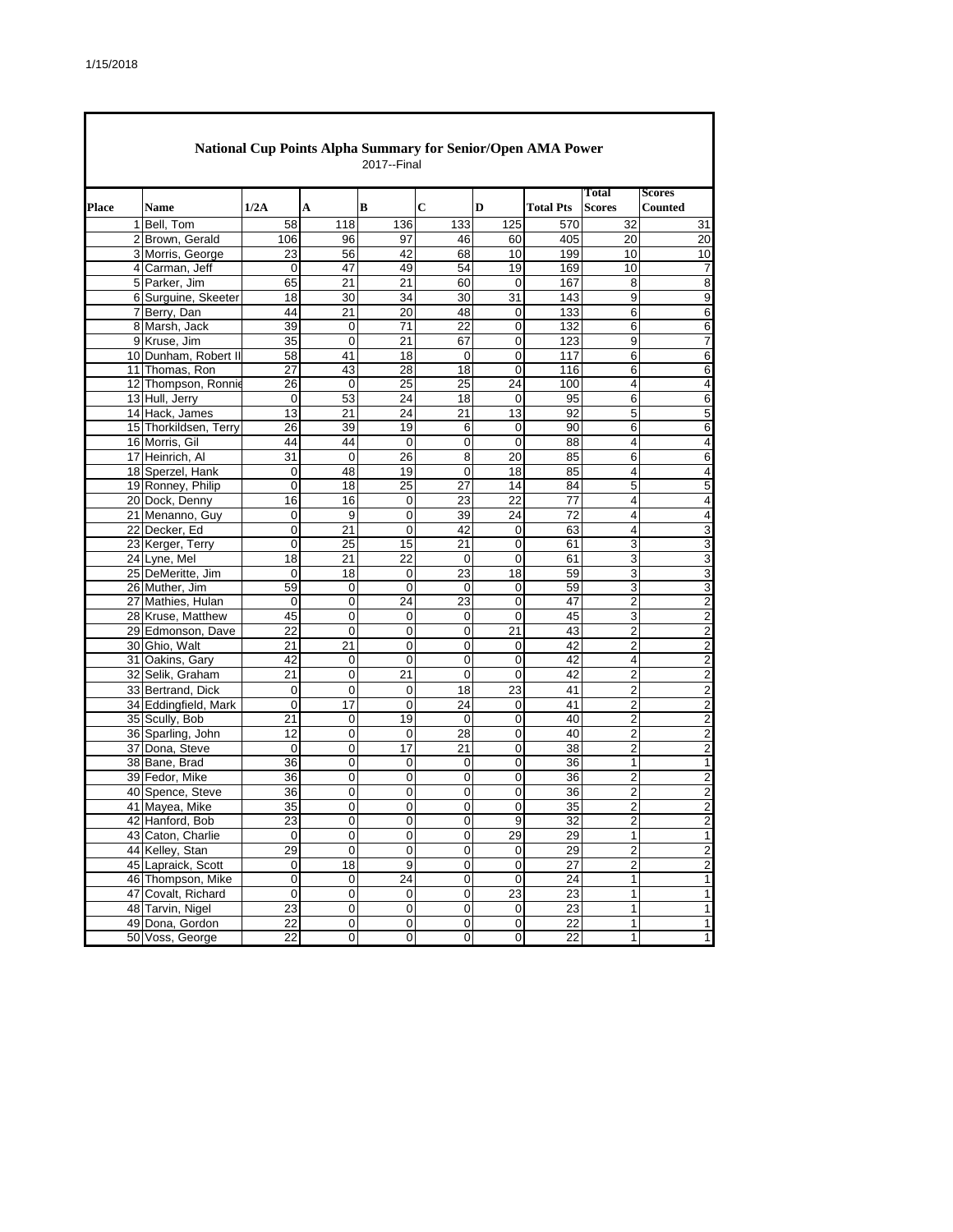## National Cup Points Alpha Summary for Senior/Open AMA Power

2017--Final

| Place | Name | 1/2A | A | B | C | D | Total Pts | Total Scores | Scores Counted |
|---|---|---|---|---|---|---|---|---|---|
| 1 | Bell, Tom | 58 | 118 | 136 | 133 | 125 | 570 | 32 | 31 |
| 2 | Brown, Gerald | 106 | 96 | 97 | 46 | 60 | 405 | 20 | 20 |
| 3 | Morris, George | 23 | 56 | 42 | 68 | 10 | 199 | 10 | 10 |
| 4 | Carman, Jeff | 0 | 47 | 49 | 54 | 19 | 169 | 10 | 7 |
| 5 | Parker, Jim | 65 | 21 | 21 | 60 | 0 | 167 | 8 | 8 |
| 6 | Surguine, Skeeter | 18 | 30 | 34 | 30 | 31 | 143 | 9 | 9 |
| 7 | Berry, Dan | 44 | 21 | 20 | 48 | 0 | 133 | 6 | 6 |
| 8 | Marsh, Jack | 39 | 0 | 71 | 22 | 0 | 132 | 6 | 6 |
| 9 | Kruse, Jim | 35 | 0 | 21 | 67 | 0 | 123 | 9 | 7 |
| 10 | Dunham, Robert II | 58 | 41 | 18 | 0 | 0 | 117 | 6 | 6 |
| 11 | Thomas, Ron | 27 | 43 | 28 | 18 | 0 | 116 | 6 | 6 |
| 12 | Thompson, Ronnie | 26 | 0 | 25 | 25 | 24 | 100 | 4 | 4 |
| 13 | Hull, Jerry | 0 | 53 | 24 | 18 | 0 | 95 | 6 | 6 |
| 14 | Hack, James | 13 | 21 | 24 | 21 | 13 | 92 | 5 | 5 |
| 15 | Thorkildsen, Terry | 26 | 39 | 19 | 6 | 0 | 90 | 6 | 6 |
| 16 | Morris, Gil | 44 | 44 | 0 | 0 | 0 | 88 | 4 | 4 |
| 17 | Heinrich, Al | 31 | 0 | 26 | 8 | 20 | 85 | 6 | 6 |
| 18 | Sperzel, Hank | 0 | 48 | 19 | 0 | 18 | 85 | 4 | 4 |
| 19 | Ronney, Philip | 0 | 18 | 25 | 27 | 14 | 84 | 5 | 5 |
| 20 | Dock, Denny | 16 | 16 | 0 | 23 | 22 | 77 | 4 | 4 |
| 21 | Menanno, Guy | 0 | 9 | 0 | 39 | 24 | 72 | 4 | 4 |
| 22 | Decker, Ed | 0 | 21 | 0 | 42 | 0 | 63 | 4 | 3 |
| 23 | Kerger, Terry | 0 | 25 | 15 | 21 | 0 | 61 | 3 | 3 |
| 24 | Lyne, Mel | 18 | 21 | 22 | 0 | 0 | 61 | 3 | 3 |
| 25 | DeMeritte, Jim | 0 | 18 | 0 | 23 | 18 | 59 | 3 | 3 |
| 26 | Muther, Jim | 59 | 0 | 0 | 0 | 0 | 59 | 3 | 3 |
| 27 | Mathies, Hulan | 0 | 0 | 24 | 23 | 0 | 47 | 2 | 2 |
| 28 | Kruse, Matthew | 45 | 0 | 0 | 0 | 0 | 45 | 3 | 2 |
| 29 | Edmonson, Dave | 22 | 0 | 0 | 0 | 21 | 43 | 2 | 2 |
| 30 | Ghio, Walt | 21 | 21 | 0 | 0 | 0 | 42 | 2 | 2 |
| 31 | Oakins, Gary | 42 | 0 | 0 | 0 | 0 | 42 | 4 | 2 |
| 32 | Selik, Graham | 21 | 0 | 21 | 0 | 0 | 42 | 2 | 2 |
| 33 | Bertrand, Dick | 0 | 0 | 0 | 18 | 23 | 41 | 2 | 2 |
| 34 | Eddingfield, Mark | 0 | 17 | 0 | 24 | 0 | 41 | 2 | 2 |
| 35 | Scully, Bob | 21 | 0 | 19 | 0 | 0 | 40 | 2 | 2 |
| 36 | Sparling, John | 12 | 0 | 0 | 28 | 0 | 40 | 2 | 2 |
| 37 | Dona, Steve | 0 | 0 | 17 | 21 | 0 | 38 | 2 | 2 |
| 38 | Bane, Brad | 36 | 0 | 0 | 0 | 0 | 36 | 1 | 1 |
| 39 | Fedor, Mike | 36 | 0 | 0 | 0 | 0 | 36 | 2 | 2 |
| 40 | Spence, Steve | 36 | 0 | 0 | 0 | 0 | 36 | 2 | 2 |
| 41 | Mayea, Mike | 35 | 0 | 0 | 0 | 0 | 35 | 2 | 2 |
| 42 | Hanford, Bob | 23 | 0 | 0 | 0 | 9 | 32 | 2 | 2 |
| 43 | Caton, Charlie | 0 | 0 | 0 | 0 | 29 | 29 | 1 | 1 |
| 44 | Kelley, Stan | 29 | 0 | 0 | 0 | 0 | 29 | 2 | 2 |
| 45 | Lapraick, Scott | 0 | 18 | 9 | 0 | 0 | 27 | 2 | 2 |
| 46 | Thompson, Mike | 0 | 0 | 24 | 0 | 0 | 24 | 1 | 1 |
| 47 | Covalt, Richard | 0 | 0 | 0 | 0 | 23 | 23 | 1 | 1 |
| 48 | Tarvin, Nigel | 23 | 0 | 0 | 0 | 0 | 23 | 1 | 1 |
| 49 | Dona, Gordon | 22 | 0 | 0 | 0 | 0 | 22 | 1 | 1 |
| 50 | Voss, George | 22 | 0 | 0 | 0 | 0 | 22 | 1 | 1 |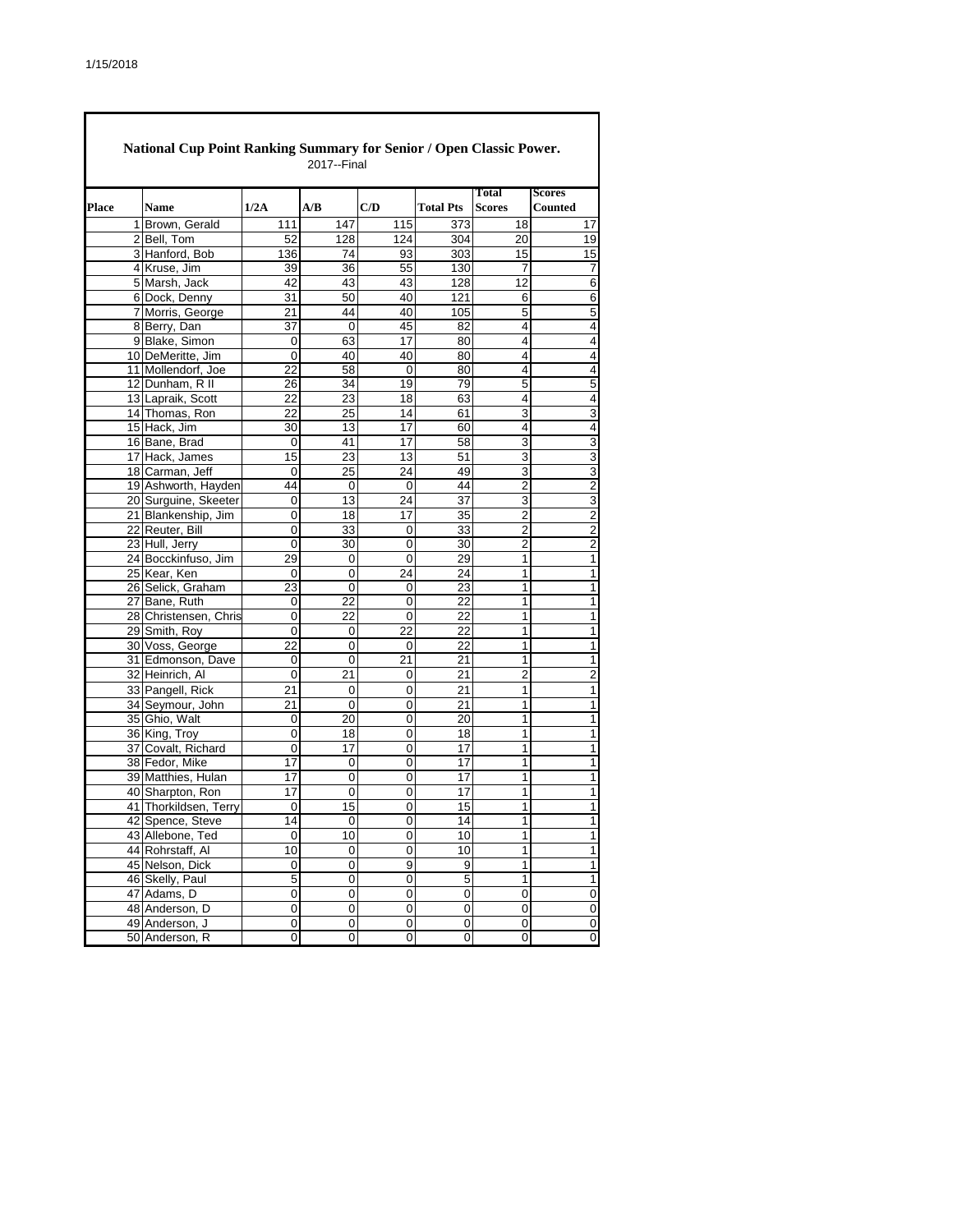## National Cup Point Ranking Summary for Senior / Open Classic Power.

2017--Final

| Place | Name | 1/2A | A/B | C/D | Total Pts | Total Scores | Scores Counted |
|---|---|---|---|---|---|---|---|
| 1 | Brown, Gerald | 111 | 147 | 115 | 373 | 18 | 17 |
| 2 | Bell, Tom | 52 | 128 | 124 | 304 | 20 | 19 |
| 3 | Hanford, Bob | 136 | 74 | 93 | 303 | 15 | 15 |
| 4 | Kruse, Jim | 39 | 36 | 55 | 130 | 7 | 7 |
| 5 | Marsh, Jack | 42 | 43 | 43 | 128 | 12 | 6 |
| 6 | Dock, Denny | 31 | 50 | 40 | 121 | 6 | 6 |
| 7 | Morris, George | 21 | 44 | 40 | 105 | 5 | 5 |
| 8 | Berry, Dan | 37 | 0 | 45 | 82 | 4 | 4 |
| 9 | Blake, Simon | 0 | 63 | 17 | 80 | 4 | 4 |
| 10 | DeMeritte, Jim | 0 | 40 | 40 | 80 | 4 | 4 |
| 11 | Mollendorf, Joe | 22 | 58 | 0 | 80 | 4 | 4 |
| 12 | Dunham, R II | 26 | 34 | 19 | 79 | 5 | 5 |
| 13 | Lapraik, Scott | 22 | 23 | 18 | 63 | 4 | 4 |
| 14 | Thomas, Ron | 22 | 25 | 14 | 61 | 3 | 3 |
| 15 | Hack, Jim | 30 | 13 | 17 | 60 | 4 | 4 |
| 16 | Bane, Brad | 0 | 41 | 17 | 58 | 3 | 3 |
| 17 | Hack, James | 15 | 23 | 13 | 51 | 3 | 3 |
| 18 | Carman, Jeff | 0 | 25 | 24 | 49 | 3 | 3 |
| 19 | Ashworth, Hayden | 44 | 0 | 0 | 44 | 2 | 2 |
| 20 | Surguine, Skeeter | 0 | 13 | 24 | 37 | 3 | 3 |
| 21 | Blankenship, Jim | 0 | 18 | 17 | 35 | 2 | 2 |
| 22 | Reuter, Bill | 0 | 33 | 0 | 33 | 2 | 2 |
| 23 | Hull, Jerry | 0 | 30 | 0 | 30 | 2 | 2 |
| 24 | Bocckinfuso, Jim | 29 | 0 | 0 | 29 | 1 | 1 |
| 25 | Kear, Ken | 0 | 0 | 24 | 24 | 1 | 1 |
| 26 | Selick, Graham | 23 | 0 | 0 | 23 | 1 | 1 |
| 27 | Bane, Ruth | 0 | 22 | 0 | 22 | 1 | 1 |
| 28 | Christensen, Chris | 0 | 22 | 0 | 22 | 1 | 1 |
| 29 | Smith, Roy | 0 | 0 | 22 | 22 | 1 | 1 |
| 30 | Voss, George | 22 | 0 | 0 | 22 | 1 | 1 |
| 31 | Edmonson, Dave | 0 | 0 | 21 | 21 | 1 | 1 |
| 32 | Heinrich, Al | 0 | 21 | 0 | 21 | 2 | 2 |
| 33 | Pangell, Rick | 21 | 0 | 0 | 21 | 1 | 1 |
| 34 | Seymour, John | 21 | 0 | 0 | 21 | 1 | 1 |
| 35 | Ghio, Walt | 0 | 20 | 0 | 20 | 1 | 1 |
| 36 | King, Troy | 0 | 18 | 0 | 18 | 1 | 1 |
| 37 | Covalt, Richard | 0 | 17 | 0 | 17 | 1 | 1 |
| 38 | Fedor, Mike | 17 | 0 | 0 | 17 | 1 | 1 |
| 39 | Matthies, Hulan | 17 | 0 | 0 | 17 | 1 | 1 |
| 40 | Sharpton, Ron | 17 | 0 | 0 | 17 | 1 | 1 |
| 41 | Thorkildsen, Terry | 0 | 15 | 0 | 15 | 1 | 1 |
| 42 | Spence, Steve | 14 | 0 | 0 | 14 | 1 | 1 |
| 43 | Allebone, Ted | 0 | 10 | 0 | 10 | 1 | 1 |
| 44 | Rohrstaff, Al | 10 | 0 | 0 | 10 | 1 | 1 |
| 45 | Nelson, Dick | 0 | 0 | 9 | 9 | 1 | 1 |
| 46 | Skelly, Paul | 5 | 0 | 0 | 5 | 1 | 1 |
| 47 | Adams, D | 0 | 0 | 0 | 0 | 0 | 0 |
| 48 | Anderson, D | 0 | 0 | 0 | 0 | 0 | 0 |
| 49 | Anderson, J | 0 | 0 | 0 | 0 | 0 | 0 |
| 50 | Anderson, R | 0 | 0 | 0 | 0 | 0 | 0 |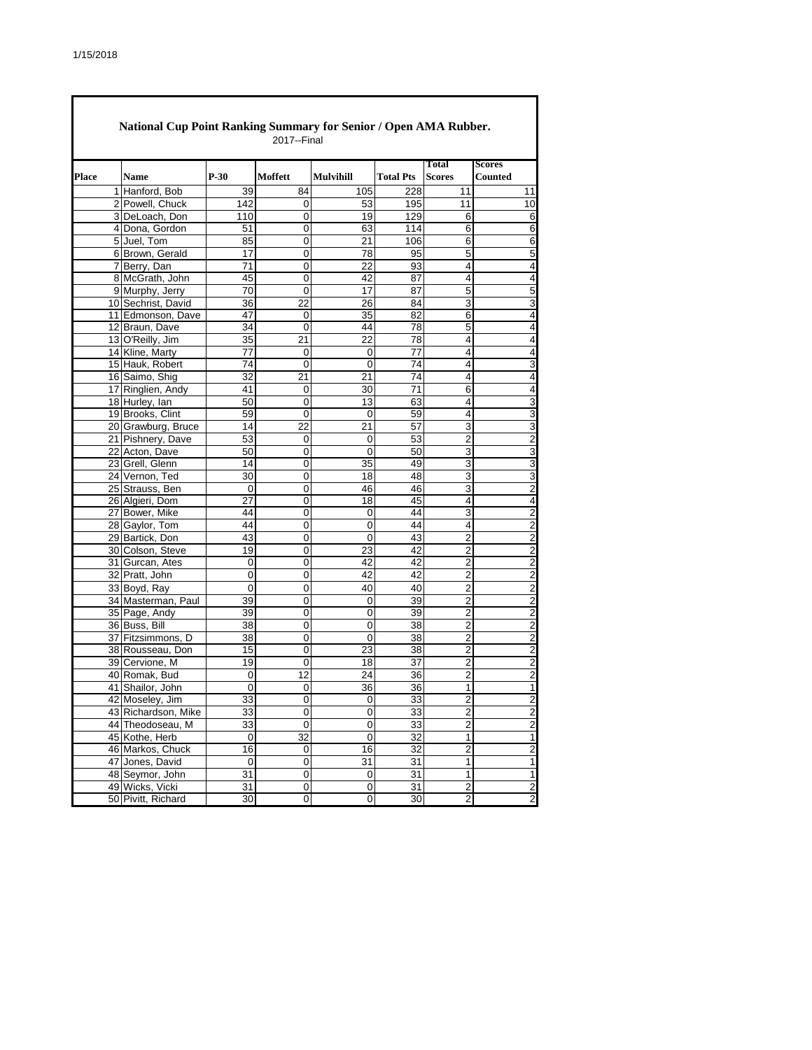## National Cup Point Ranking Summary for Senior / Open AMA Rubber.

2017--Final

| Place | Name | P-30 | Moffett | Mulvihill | Total Pts | Total Scores | Scores Counted |
|---|---|---|---|---|---|---|---|
| 1 | Hanford, Bob | 39 | 84 | 105 | 228 | 11 | 11 |
| 2 | Powell, Chuck | 142 | 0 | 53 | 195 | 11 | 10 |
| 3 | DeLoach, Don | 110 | 0 | 19 | 129 | 6 | 6 |
| 4 | Dona, Gordon | 51 | 0 | 63 | 114 | 6 | 6 |
| 5 | Juel, Tom | 85 | 0 | 21 | 106 | 6 | 6 |
| 6 | Brown, Gerald | 17 | 0 | 78 | 95 | 5 | 5 |
| 7 | Berry, Dan | 71 | 0 | 22 | 93 | 4 | 4 |
| 8 | McGrath, John | 45 | 0 | 42 | 87 | 4 | 4 |
| 9 | Murphy, Jerry | 70 | 0 | 17 | 87 | 5 | 5 |
| 10 | Sechrist, David | 36 | 22 | 26 | 84 | 3 | 3 |
| 11 | Edmonson, Dave | 47 | 0 | 35 | 82 | 6 | 4 |
| 12 | Braun, Dave | 34 | 0 | 44 | 78 | 5 | 4 |
| 13 | O'Reilly, Jim | 35 | 21 | 22 | 78 | 4 | 4 |
| 14 | Kline, Marty | 77 | 0 | 0 | 77 | 4 | 4 |
| 15 | Hauk, Robert | 74 | 0 | 0 | 74 | 4 | 3 |
| 16 | Saimo, Shig | 32 | 21 | 21 | 74 | 4 | 4 |
| 17 | Ringlien, Andy | 41 | 0 | 30 | 71 | 6 | 4 |
| 18 | Hurley, Ian | 50 | 0 | 13 | 63 | 4 | 3 |
| 19 | Brooks, Clint | 59 | 0 | 0 | 59 | 4 | 3 |
| 20 | Grawburg, Bruce | 14 | 22 | 21 | 57 | 3 | 3 |
| 21 | Pishnery, Dave | 53 | 0 | 0 | 53 | 2 | 2 |
| 22 | Acton, Dave | 50 | 0 | 0 | 50 | 3 | 3 |
| 23 | Grell, Glenn | 14 | 0 | 35 | 49 | 3 | 3 |
| 24 | Vernon, Ted | 30 | 0 | 18 | 48 | 3 | 3 |
| 25 | Strauss, Ben | 0 | 0 | 46 | 46 | 3 | 2 |
| 26 | Algieri, Dom | 27 | 0 | 18 | 45 | 4 | 4 |
| 27 | Bower, Mike | 44 | 0 | 0 | 44 | 3 | 2 |
| 28 | Gaylor, Tom | 44 | 0 | 0 | 44 | 4 | 2 |
| 29 | Bartick, Don | 43 | 0 | 0 | 43 | 2 | 2 |
| 30 | Colson, Steve | 19 | 0 | 23 | 42 | 2 | 2 |
| 31 | Gurcan, Ates | 0 | 0 | 42 | 42 | 2 | 2 |
| 32 | Pratt, John | 0 | 0 | 42 | 42 | 2 | 2 |
| 33 | Boyd, Ray | 0 | 0 | 40 | 40 | 2 | 2 |
| 34 | Masterman, Paul | 39 | 0 | 0 | 39 | 2 | 2 |
| 35 | Page, Andy | 39 | 0 | 0 | 39 | 2 | 2 |
| 36 | Buss, Bill | 38 | 0 | 0 | 38 | 2 | 2 |
| 37 | Fitzsimmons, D | 38 | 0 | 0 | 38 | 2 | 2 |
| 38 | Rousseau, Don | 15 | 0 | 23 | 38 | 2 | 2 |
| 39 | Cervione, M | 19 | 0 | 18 | 37 | 2 | 2 |
| 40 | Romak, Bud | 0 | 12 | 24 | 36 | 2 | 2 |
| 41 | Shailor, John | 0 | 0 | 36 | 36 | 1 | 1 |
| 42 | Moseley, Jim | 33 | 0 | 0 | 33 | 2 | 2 |
| 43 | Richardson, Mike | 33 | 0 | 0 | 33 | 2 | 2 |
| 44 | Theodoseau, M | 33 | 0 | 0 | 33 | 2 | 2 |
| 45 | Kothe, Herb | 0 | 32 | 0 | 32 | 1 | 1 |
| 46 | Markos, Chuck | 16 | 0 | 16 | 32 | 2 | 2 |
| 47 | Jones, David | 0 | 0 | 31 | 31 | 1 | 1 |
| 48 | Seymor, John | 31 | 0 | 0 | 31 | 1 | 1 |
| 49 | Wicks, Vicki | 31 | 0 | 0 | 31 | 2 | 2 |
| 50 | Pivitt, Richard | 30 | 0 | 0 | 30 | 2 | 2 |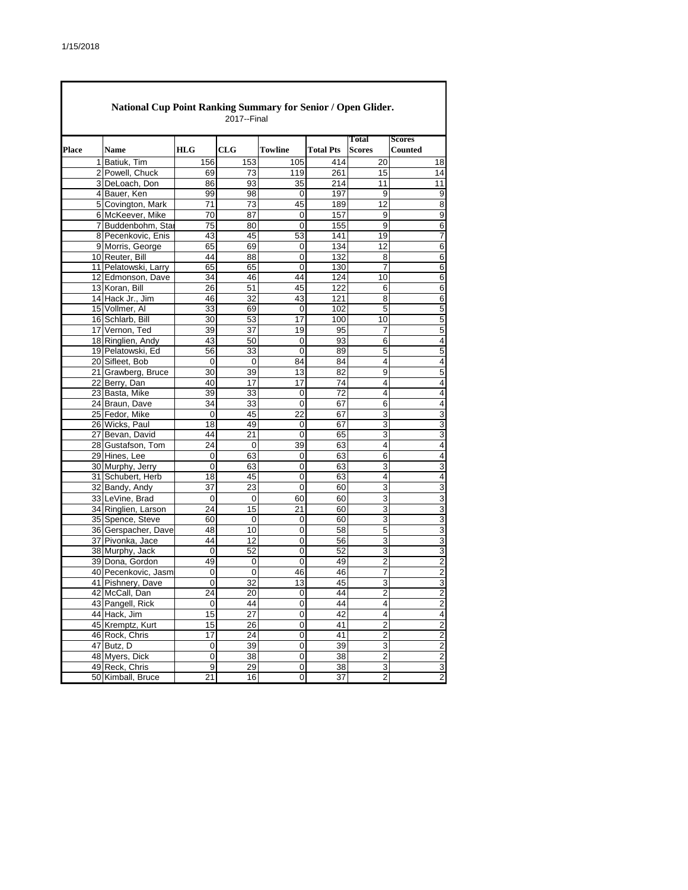1/15/2018

## National Cup Point Ranking Summary for Senior / Open Glider.

2017--Final

| Place | Name | HLG | CLG | Towline | Total Pts | Total Scores | Scores Counted |
|---|---|---|---|---|---|---|---|
| 1 | Batiuk, Tim | 156 | 153 | 105 | 414 | 20 | 18 |
| 2 | Powell, Chuck | 69 | 73 | 119 | 261 | 15 | 14 |
| 3 | DeLoach, Don | 86 | 93 | 35 | 214 | 11 | 11 |
| 4 | Bauer, Ken | 99 | 98 | 0 | 197 | 9 | 9 |
| 5 | Covington, Mark | 71 | 73 | 45 | 189 | 12 | 8 |
| 6 | McKeever, Mike | 70 | 87 | 0 | 157 | 9 | 9 |
| 7 | Buddenbohm, Sta | 75 | 80 | 0 | 155 | 9 | 6 |
| 8 | Pecenkovic, Enis | 43 | 45 | 53 | 141 | 19 | 7 |
| 9 | Morris, George | 65 | 69 | 0 | 134 | 12 | 6 |
| 10 | Reuter, Bill | 44 | 88 | 0 | 132 | 8 | 6 |
| 11 | Pelatowski, Larry | 65 | 65 | 0 | 130 | 7 | 6 |
| 12 | Edmonson, Dave | 34 | 46 | 44 | 124 | 10 | 6 |
| 13 | Koran, Bill | 26 | 51 | 45 | 122 | 6 | 6 |
| 14 | Hack Jr., Jim | 46 | 32 | 43 | 121 | 8 | 6 |
| 15 | Vollmer, Al | 33 | 69 | 0 | 102 | 5 | 5 |
| 16 | Schlarb, Bill | 30 | 53 | 17 | 100 | 10 | 5 |
| 17 | Vernon, Ted | 39 | 37 | 19 | 95 | 7 | 5 |
| 18 | Ringlien, Andy | 43 | 50 | 0 | 93 | 6 | 4 |
| 19 | Pelatowski, Ed | 56 | 33 | 0 | 89 | 5 | 5 |
| 20 | Sifleet, Bob | 0 | 0 | 84 | 84 | 4 | 4 |
| 21 | Grawberg, Bruce | 30 | 39 | 13 | 82 | 9 | 5 |
| 22 | Berry, Dan | 40 | 17 | 17 | 74 | 4 | 4 |
| 23 | Basta, Mike | 39 | 33 | 0 | 72 | 4 | 4 |
| 24 | Braun, Dave | 34 | 33 | 0 | 67 | 6 | 4 |
| 25 | Fedor, Mike | 0 | 45 | 22 | 67 | 3 | 3 |
| 26 | Wicks, Paul | 18 | 49 | 0 | 67 | 3 | 3 |
| 27 | Bevan, David | 44 | 21 | 0 | 65 | 3 | 3 |
| 28 | Gustafson, Tom | 24 | 0 | 39 | 63 | 4 | 4 |
| 29 | Hines, Lee | 0 | 63 | 0 | 63 | 6 | 4 |
| 30 | Murphy, Jerry | 0 | 63 | 0 | 63 | 3 | 3 |
| 31 | Schubert, Herb | 18 | 45 | 0 | 63 | 4 | 4 |
| 32 | Bandy, Andy | 37 | 23 | 0 | 60 | 3 | 3 |
| 33 | LeVine, Brad | 0 | 0 | 60 | 60 | 3 | 3 |
| 34 | Ringlien, Larson | 24 | 15 | 21 | 60 | 3 | 3 |
| 35 | Spence, Steve | 60 | 0 | 0 | 60 | 3 | 3 |
| 36 | Gerspacher, Dave | 48 | 10 | 0 | 58 | 5 | 3 |
| 37 | Pivonka, Jace | 44 | 12 | 0 | 56 | 3 | 3 |
| 38 | Murphy, Jack | 0 | 52 | 0 | 52 | 3 | 3 |
| 39 | Dona, Gordon | 49 | 0 | 0 | 49 | 2 | 2 |
| 40 | Pecenkovic, Jasm | 0 | 0 | 46 | 46 | 7 | 2 |
| 41 | Pishnery, Dave | 0 | 32 | 13 | 45 | 3 | 3 |
| 42 | McCall, Dan | 24 | 20 | 0 | 44 | 2 | 2 |
| 43 | Pangell, Rick | 0 | 44 | 0 | 44 | 4 | 2 |
| 44 | Hack, Jim | 15 | 27 | 0 | 42 | 4 | 4 |
| 45 | Kremptz, Kurt | 15 | 26 | 0 | 41 | 2 | 2 |
| 46 | Rock, Chris | 17 | 24 | 0 | 41 | 2 | 2 |
| 47 | Butz, D | 0 | 39 | 0 | 39 | 3 | 2 |
| 48 | Myers, Dick | 0 | 38 | 0 | 38 | 2 | 2 |
| 49 | Reck, Chris | 9 | 29 | 0 | 38 | 3 | 3 |
| 50 | Kimball, Bruce | 21 | 16 | 0 | 37 | 2 | 2 |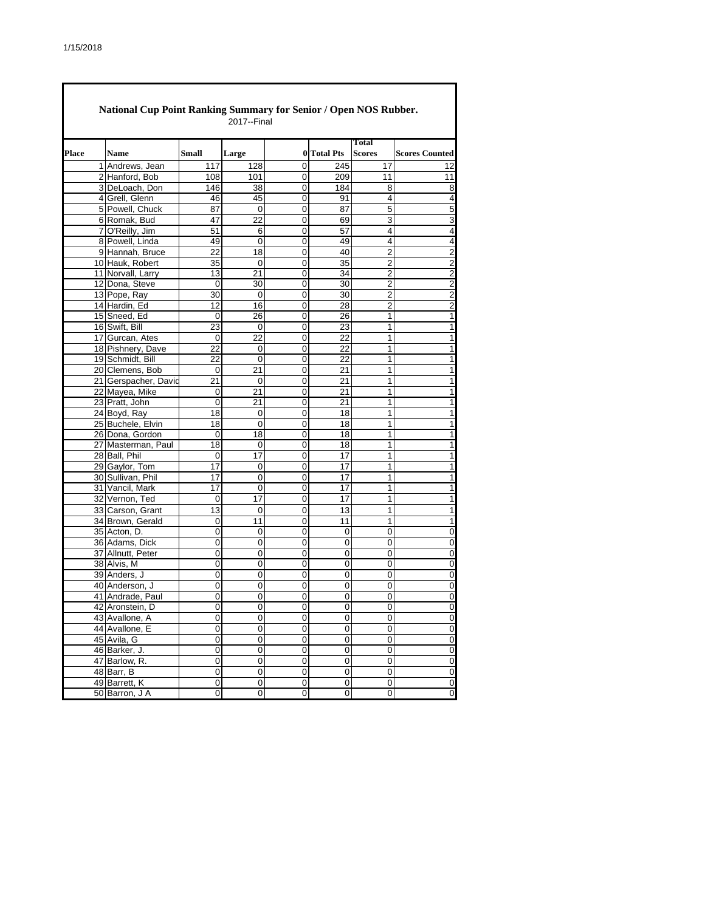# National Cup Point Ranking Summary for Senior / Open NOS Rubber.

2017--Final

| Place | Name | Small | Large | 0 | Total Pts | Total Scores | Scores Counted |
|---|---|---|---|---|---|---|---|
| 1 | Andrews, Jean | 117 | 128 | 0 | 245 | 17 | 12 |
| 2 | Hanford, Bob | 108 | 101 | 0 | 209 | 11 | 11 |
| 3 | DeLoach, Don | 146 | 38 | 0 | 184 | 8 | 8 |
| 4 | Grell, Glenn | 46 | 45 | 0 | 91 | 4 | 4 |
| 5 | Powell, Chuck | 87 | 0 | 0 | 87 | 5 | 5 |
| 6 | Romak, Bud | 47 | 22 | 0 | 69 | 3 | 3 |
| 7 | O'Reilly, Jim | 51 | 6 | 0 | 57 | 4 | 4 |
| 8 | Powell, Linda | 49 | 0 | 0 | 49 | 4 | 4 |
| 9 | Hannah, Bruce | 22 | 18 | 0 | 40 | 2 | 2 |
| 10 | Hauk, Robert | 35 | 0 | 0 | 35 | 2 | 2 |
| 11 | Norvall, Larry | 13 | 21 | 0 | 34 | 2 | 2 |
| 12 | Dona, Steve | 0 | 30 | 0 | 30 | 2 | 2 |
| 13 | Pope, Ray | 30 | 0 | 0 | 30 | 2 | 2 |
| 14 | Hardin, Ed | 12 | 16 | 0 | 28 | 2 | 2 |
| 15 | Sneed, Ed | 0 | 26 | 0 | 26 | 1 | 1 |
| 16 | Swift, Bill | 23 | 0 | 0 | 23 | 1 | 1 |
| 17 | Gurcan, Ates | 0 | 22 | 0 | 22 | 1 | 1 |
| 18 | Pishnery, Dave | 22 | 0 | 0 | 22 | 1 | 1 |
| 19 | Schmidt, Bill | 22 | 0 | 0 | 22 | 1 | 1 |
| 20 | Clemens, Bob | 0 | 21 | 0 | 21 | 1 | 1 |
| 21 | Gerspacher, David | 21 | 0 | 0 | 21 | 1 | 1 |
| 22 | Mayea, Mike | 0 | 21 | 0 | 21 | 1 | 1 |
| 23 | Pratt, John | 0 | 21 | 0 | 21 | 1 | 1 |
| 24 | Boyd, Ray | 18 | 0 | 0 | 18 | 1 | 1 |
| 25 | Buchele, Elvin | 18 | 0 | 0 | 18 | 1 | 1 |
| 26 | Dona, Gordon | 0 | 18 | 0 | 18 | 1 | 1 |
| 27 | Masterman, Paul | 18 | 0 | 0 | 18 | 1 | 1 |
| 28 | Ball, Phil | 0 | 17 | 0 | 17 | 1 | 1 |
| 29 | Gaylor, Tom | 17 | 0 | 0 | 17 | 1 | 1 |
| 30 | Sullivan, Phil | 17 | 0 | 0 | 17 | 1 | 1 |
| 31 | Vancil, Mark | 17 | 0 | 0 | 17 | 1 | 1 |
| 32 | Vernon, Ted | 0 | 17 | 0 | 17 | 1 | 1 |
| 33 | Carson, Grant | 13 | 0 | 0 | 13 | 1 | 1 |
| 34 | Brown, Gerald | 0 | 11 | 0 | 11 | 1 | 1 |
| 35 | Acton, D. | 0 | 0 | 0 | 0 | 0 | 0 |
| 36 | Adams, Dick | 0 | 0 | 0 | 0 | 0 | 0 |
| 37 | Allnutt, Peter | 0 | 0 | 0 | 0 | 0 | 0 |
| 38 | Alvis, M | 0 | 0 | 0 | 0 | 0 | 0 |
| 39 | Anders, J | 0 | 0 | 0 | 0 | 0 | 0 |
| 40 | Anderson, J | 0 | 0 | 0 | 0 | 0 | 0 |
| 41 | Andrade, Paul | 0 | 0 | 0 | 0 | 0 | 0 |
| 42 | Aronstein, D | 0 | 0 | 0 | 0 | 0 | 0 |
| 43 | Avallone, A | 0 | 0 | 0 | 0 | 0 | 0 |
| 44 | Avallone, E | 0 | 0 | 0 | 0 | 0 | 0 |
| 45 | Avila, G | 0 | 0 | 0 | 0 | 0 | 0 |
| 46 | Barker, J. | 0 | 0 | 0 | 0 | 0 | 0 |
| 47 | Barlow, R. | 0 | 0 | 0 | 0 | 0 | 0 |
| 48 | Barr, B | 0 | 0 | 0 | 0 | 0 | 0 |
| 49 | Barrett, K | 0 | 0 | 0 | 0 | 0 | 0 |
| 50 | Barron, J A | 0 | 0 | 0 | 0 | 0 | 0 |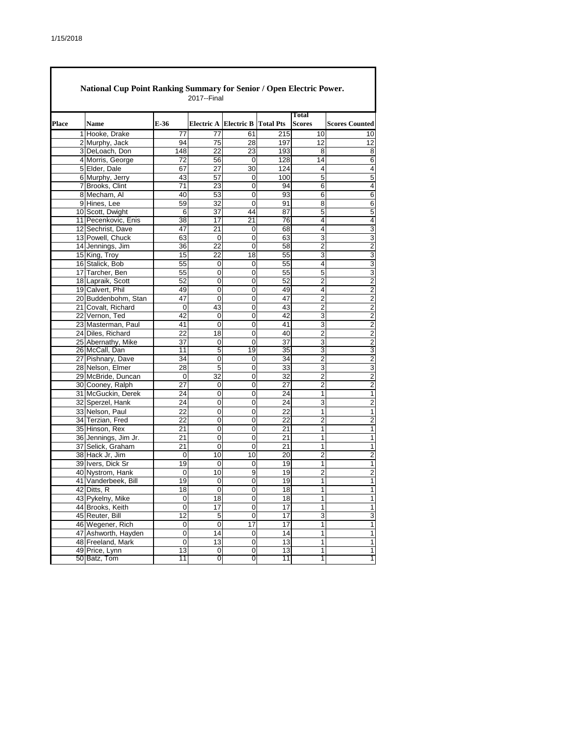1/15/2018

## National Cup Point Ranking Summary for Senior / Open Electric Power.

2017--Final

| Place | Name | E-36 | Electric A | Electric B | Total Pts | Total Scores | Scores Counted |
|---|---|---|---|---|---|---|---|
| 1 | Hooke, Drake | 77 | 77 | 61 | 215 | 10 | 10 |
| 2 | Murphy, Jack | 94 | 75 | 28 | 197 | 12 | 12 |
| 3 | DeLoach, Don | 148 | 22 | 23 | 193 | 8 | 8 |
| 4 | Morris, George | 72 | 56 | 0 | 128 | 14 | 6 |
| 5 | Elder, Dale | 67 | 27 | 30 | 124 | 4 | 4 |
| 6 | Murphy, Jerry | 43 | 57 | 0 | 100 | 5 | 5 |
| 7 | Brooks, Clint | 71 | 23 | 0 | 94 | 6 | 4 |
| 8 | Mecham, Al | 40 | 53 | 0 | 93 | 6 | 6 |
| 9 | Hines, Lee | 59 | 32 | 0 | 91 | 8 | 6 |
| 10 | Scott, Dwight | 6 | 37 | 44 | 87 | 5 | 5 |
| 11 | Pecenkovic, Enis | 38 | 17 | 21 | 76 | 4 | 4 |
| 12 | Sechrist, Dave | 47 | 21 | 0 | 68 | 4 | 3 |
| 13 | Powell, Chuck | 63 | 0 | 0 | 63 | 3 | 3 |
| 14 | Jennings, Jim | 36 | 22 | 0 | 58 | 2 | 2 |
| 15 | King, Troy | 15 | 22 | 18 | 55 | 3 | 3 |
| 16 | Stalick, Bob | 55 | 0 | 0 | 55 | 4 | 3 |
| 17 | Tarcher, Ben | 55 | 0 | 0 | 55 | 5 | 3 |
| 18 | Lapraik, Scott | 52 | 0 | 0 | 52 | 2 | 2 |
| 19 | Calvert, Phil | 49 | 0 | 0 | 49 | 4 | 2 |
| 20 | Buddenbohm, Stan | 47 | 0 | 0 | 47 | 2 | 2 |
| 21 | Covalt, Richard | 0 | 43 | 0 | 43 | 2 | 2 |
| 22 | Vernon, Ted | 42 | 0 | 0 | 42 | 3 | 2 |
| 23 | Masterman, Paul | 41 | 0 | 0 | 41 | 3 | 2 |
| 24 | Diles, Richard | 22 | 18 | 0 | 40 | 2 | 2 |
| 25 | Abernathy, Mike | 37 | 0 | 0 | 37 | 3 | 2 |
| 26 | McCall, Dan | 11 | 5 | 19 | 35 | 3 | 3 |
| 27 | Pishnary, Dave | 34 | 0 | 0 | 34 | 2 | 2 |
| 28 | Nelson, Elmer | 28 | 5 | 0 | 33 | 3 | 3 |
| 29 | McBride, Duncan | 0 | 32 | 0 | 32 | 2 | 2 |
| 30 | Cooney, Ralph | 27 | 0 | 0 | 27 | 2 | 2 |
| 31 | McGuckin, Derek | 24 | 0 | 0 | 24 | 1 | 1 |
| 32 | Sperzel, Hank | 24 | 0 | 0 | 24 | 3 | 2 |
| 33 | Nelson, Paul | 22 | 0 | 0 | 22 | 1 | 1 |
| 34 | Terzian, Fred | 22 | 0 | 0 | 22 | 2 | 2 |
| 35 | Hinson, Rex | 21 | 0 | 0 | 21 | 1 | 1 |
| 36 | Jennings, Jim Jr. | 21 | 0 | 0 | 21 | 1 | 1 |
| 37 | Selick, Graham | 21 | 0 | 0 | 21 | 1 | 1 |
| 38 | Hack Jr, Jim | 0 | 10 | 10 | 20 | 2 | 2 |
| 39 | Ivers, Dick Sr | 19 | 0 | 0 | 19 | 1 | 1 |
| 40 | Nystrom, Hank | 0 | 10 | 9 | 19 | 2 | 2 |
| 41 | Vanderbeek, Bill | 19 | 0 | 0 | 19 | 1 | 1 |
| 42 | Ditts, R | 18 | 0 | 0 | 18 | 1 | 1 |
| 43 | Pykelny, Mike | 0 | 18 | 0 | 18 | 1 | 1 |
| 44 | Brooks, Keith | 0 | 17 | 0 | 17 | 1 | 1 |
| 45 | Reuter, Bill | 12 | 5 | 0 | 17 | 3 | 3 |
| 46 | Wegener, Rich | 0 | 0 | 17 | 17 | 1 | 1 |
| 47 | Ashworth, Hayden | 0 | 14 | 0 | 14 | 1 | 1 |
| 48 | Freeland, Mark | 0 | 13 | 0 | 13 | 1 | 1 |
| 49 | Price, Lynn | 13 | 0 | 0 | 13 | 1 | 1 |
| 50 | Batz, Tom | 11 | 0 | 0 | 11 | 1 | 1 |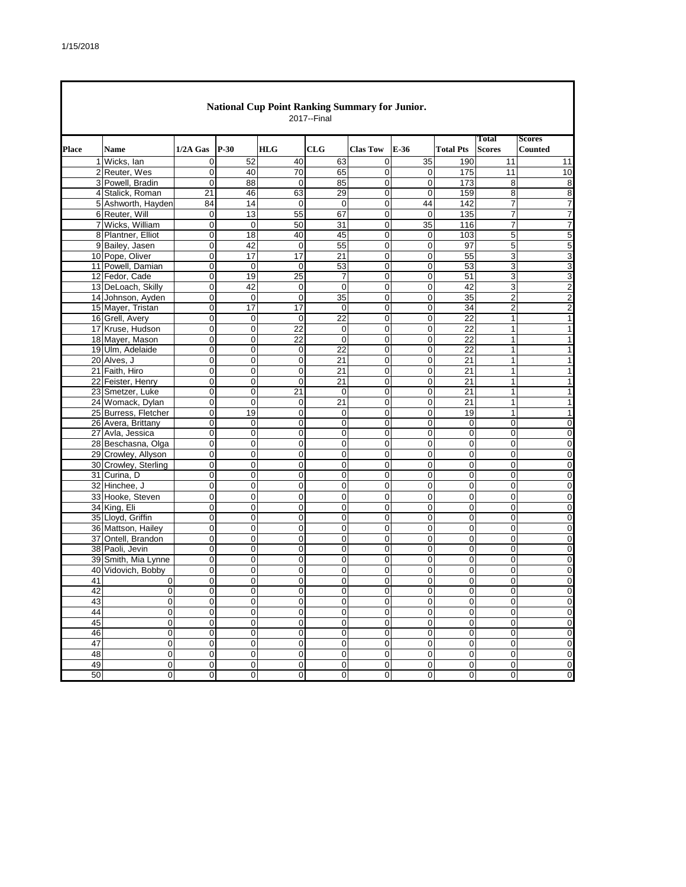# National Cup Point Ranking Summary for Junior.

2017--Final

| Place | Name | 1/2A Gas | P-30 | HLG | CLG | Clas Tow | E-36 | Total Pts | Total Scores | Scores Counted |
|---|---|---|---|---|---|---|---|---|---|---|
| 1 | Wicks, Ian | 0 | 52 | 40 | 63 | 0 | 35 | 190 | 11 | 11 |
| 2 | Reuter, Wes | 0 | 40 | 70 | 65 | 0 | 0 | 175 | 11 | 10 |
| 3 | Powell, Bradin | 0 | 88 | 0 | 85 | 0 | 0 | 173 | 8 | 8 |
| 4 | Stalick, Roman | 21 | 46 | 63 | 29 | 0 | 0 | 159 | 8 | 8 |
| 5 | Ashworth, Hayden | 84 | 14 | 0 | 0 | 0 | 44 | 142 | 7 | 7 |
| 6 | Reuter, Will | 0 | 13 | 55 | 67 | 0 | 0 | 135 | 7 | 7 |
| 7 | Wicks, William | 0 | 0 | 50 | 31 | 0 | 35 | 116 | 7 | 7 |
| 8 | Plantner, Elliot | 0 | 18 | 40 | 45 | 0 | 0 | 103 | 5 | 5 |
| 9 | Bailey, Jasen | 0 | 42 | 0 | 55 | 0 | 0 | 97 | 5 | 5 |
| 10 | Pope, Oliver | 0 | 17 | 17 | 21 | 0 | 0 | 55 | 3 | 3 |
| 11 | Powell, Damian | 0 | 0 | 0 | 53 | 0 | 0 | 53 | 3 | 3 |
| 12 | Fedor, Cade | 0 | 19 | 25 | 7 | 0 | 0 | 51 | 3 | 3 |
| 13 | DeLoach, Skilly | 0 | 42 | 0 | 0 | 0 | 0 | 42 | 3 | 2 |
| 14 | Johnson, Ayden | 0 | 0 | 0 | 35 | 0 | 0 | 35 | 2 | 2 |
| 15 | Mayer, Tristan | 0 | 17 | 17 | 0 | 0 | 0 | 34 | 2 | 2 |
| 16 | Grell, Avery | 0 | 0 | 0 | 22 | 0 | 0 | 22 | 1 | 1 |
| 17 | Kruse, Hudson | 0 | 0 | 22 | 0 | 0 | 0 | 22 | 1 | 1 |
| 18 | Mayer, Mason | 0 | 0 | 22 | 0 | 0 | 0 | 22 | 1 | 1 |
| 19 | Ulm, Adelaide | 0 | 0 | 0 | 22 | 0 | 0 | 22 | 1 | 1 |
| 20 | Alves, J | 0 | 0 | 0 | 21 | 0 | 0 | 21 | 1 | 1 |
| 21 | Faith, Hiro | 0 | 0 | 0 | 21 | 0 | 0 | 21 | 1 | 1 |
| 22 | Feister, Henry | 0 | 0 | 0 | 21 | 0 | 0 | 21 | 1 | 1 |
| 23 | Smetzer, Luke | 0 | 0 | 21 | 0 | 0 | 0 | 21 | 1 | 1 |
| 24 | Womack, Dylan | 0 | 0 | 0 | 21 | 0 | 0 | 21 | 1 | 1 |
| 25 | Burress, Fletcher | 0 | 19 | 0 | 0 | 0 | 0 | 19 | 1 | 1 |
| 26 | Avera, Brittany | 0 | 0 | 0 | 0 | 0 | 0 | 0 | 0 | 0 |
| 27 | Avla, Jessica | 0 | 0 | 0 | 0 | 0 | 0 | 0 | 0 | 0 |
| 28 | Beschasna, Olga | 0 | 0 | 0 | 0 | 0 | 0 | 0 | 0 | 0 |
| 29 | Crowley, Allyson | 0 | 0 | 0 | 0 | 0 | 0 | 0 | 0 | 0 |
| 30 | Crowley, Sterling | 0 | 0 | 0 | 0 | 0 | 0 | 0 | 0 | 0 |
| 31 | Curina, D | 0 | 0 | 0 | 0 | 0 | 0 | 0 | 0 | 0 |
| 32 | Hinchee, J | 0 | 0 | 0 | 0 | 0 | 0 | 0 | 0 | 0 |
| 33 | Hooke, Steven | 0 | 0 | 0 | 0 | 0 | 0 | 0 | 0 | 0 |
| 34 | King, Eli | 0 | 0 | 0 | 0 | 0 | 0 | 0 | 0 | 0 |
| 35 | Lloyd, Griffin | 0 | 0 | 0 | 0 | 0 | 0 | 0 | 0 | 0 |
| 36 | Mattson, Hailey | 0 | 0 | 0 | 0 | 0 | 0 | 0 | 0 | 0 |
| 37 | Ontell, Brandon | 0 | 0 | 0 | 0 | 0 | 0 | 0 | 0 | 0 |
| 38 | Paoli, Jevin | 0 | 0 | 0 | 0 | 0 | 0 | 0 | 0 | 0 |
| 39 | Smith, Mia Lynne | 0 | 0 | 0 | 0 | 0 | 0 | 0 | 0 | 0 |
| 40 | Vidovich, Bobby | 0 | 0 | 0 | 0 | 0 | 0 | 0 | 0 | 0 |
| 41 | 0 | 0 | 0 | 0 | 0 | 0 | 0 | 0 | 0 | 0 |
| 42 | 0 | 0 | 0 | 0 | 0 | 0 | 0 | 0 | 0 | 0 |
| 43 | 0 | 0 | 0 | 0 | 0 | 0 | 0 | 0 | 0 | 0 |
| 44 | 0 | 0 | 0 | 0 | 0 | 0 | 0 | 0 | 0 | 0 |
| 45 | 0 | 0 | 0 | 0 | 0 | 0 | 0 | 0 | 0 | 0 |
| 46 | 0 | 0 | 0 | 0 | 0 | 0 | 0 | 0 | 0 | 0 |
| 47 | 0 | 0 | 0 | 0 | 0 | 0 | 0 | 0 | 0 | 0 |
| 48 | 0 | 0 | 0 | 0 | 0 | 0 | 0 | 0 | 0 | 0 |
| 49 | 0 | 0 | 0 | 0 | 0 | 0 | 0 | 0 | 0 | 0 |
| 50 | 0 | 0 | 0 | 0 | 0 | 0 | 0 | 0 | 0 | 0 |